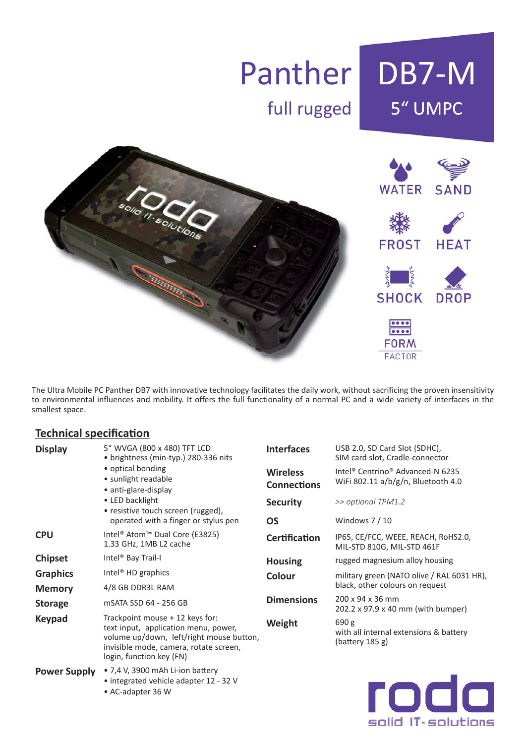# Panther DB7-M

## full rugged 5“ UMPC

WATER SAND
FROST HEAT
SHOCK DROP
FORM FACTOR

The Ultra Mobile PC Panther DB7 with innovative technology facilitates the daily work, without sacrificing the proven insensitivity to environmental influences and mobility. It offers the full functionality of a normal PC and a wide variety of interfaces in the smallest space.

## Technical specification

| | |
|---|---|
| **Display** | 5“ WVGA (800 x 480) TFT LCD<br>• brightness (min-typ.) 280-336 nits<br>• optical bonding<br>• sunlight readable<br>• anti-glare-display<br>• LED backlight<br>• resistive touch screen (rugged), operated with a finger or stylus pen |
| **CPU** | Intel® Atom™ Dual Core (E3825)<br>1.33 GHz, 1MB L2 cache |
| **Chipset** | Intel® Bay Trail-I |
| **Graphics** | Intel® HD graphics |
| **Memory** | 4/8 GB DDR3L RAM |
| **Storage** | mSATA SSD 64 - 256 GB |
| **Keypad** | Trackpoint mouse + 12 keys for: text input, application menu, power, volume up/down, left/right mouse button, invisible mode, camera, rotate screen, login, function key (FN) |
| **Power Supply** | • 7,4 V, 3900 mAh Li-ion battery<br>• integrated vehicle adapter 12 - 32 V<br>• AC-adapter 36 W |
| **Interfaces** | USB 2.0, SD Card Slot (SDHC), SIM card slot, Cradle-connector |
| **Wireless Connections** | Intel® Centrino® Advanced-N 6235<br>WiFi 802.11 a/b/g/n, Bluetooth 4.0 |
| **Security** | *>> optional TPM1.2* |
| **OS** | Windows 7 / 10 |
| **Certification** | IP65, CE/FCC, WEEE, REACH, RoHS2.0, MIL-STD 810G, MIL-STD 461F |
| **Housing** | rugged magnesium alloy housing |
| **Colour** | military green (NATO olive / RAL 6031 HR), black, other colours on request |
| **Dimensions** | 200 x 94 x 36 mm<br>202.2 x 97.9 x 40 mm (with bumper) |
| **Weight** | 690 g<br>with all internal extensions & battery (battery 185 g) |

roda solid IT-solutions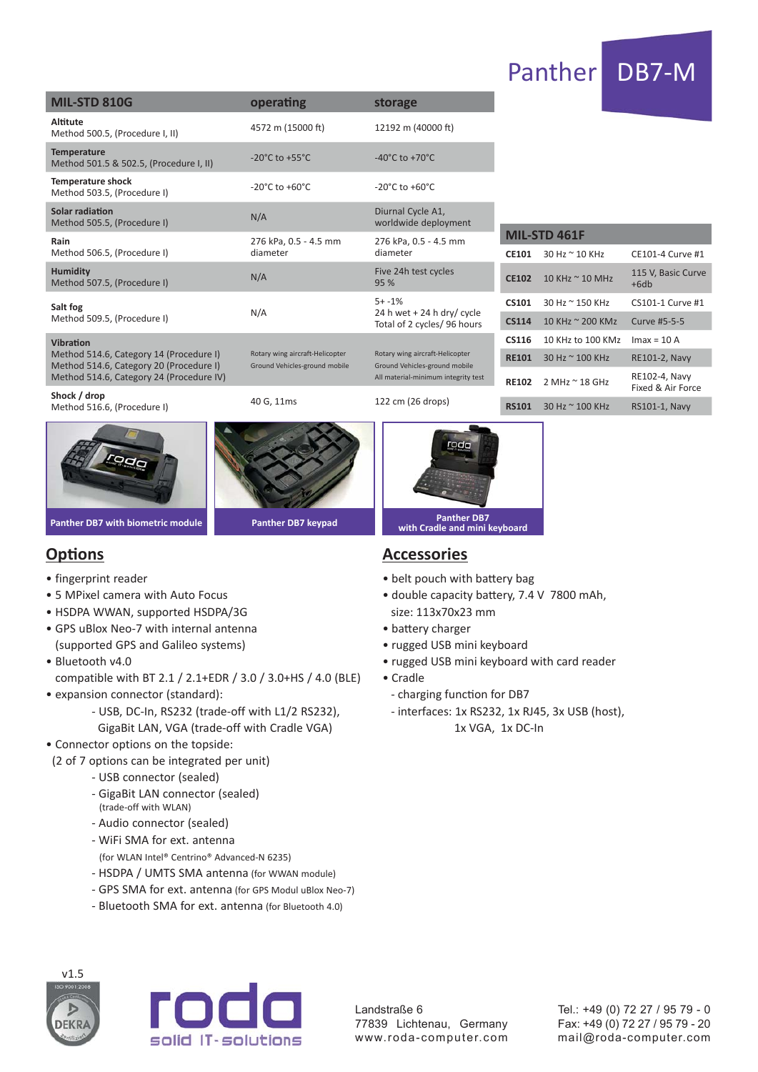# Panther DB7-M

| MIL-STD 810G | operating | storage |
|---|---|---|
| **Altitude** Method 500.5, (Procedure I, II) | 4572 m (15000 ft) | 12192 m (40000 ft) |
| **Temperature** Method 501.5 & 502.5, (Procedure I, II) | -20°C to +55°C | -40°C to +70°C |
| **Temperature shock** Method 503.5, (Procedure I) | -20°C to +60°C | -20°C to +60°C |
| **Solar radiation** Method 505.5, (Procedure I) | N/A | Diurnal Cycle A1, worldwide deployment |
| **Rain** Method 506.5, (Procedure I) | 276 kPa, 0.5 - 4.5 mm diameter | 276 kPa, 0.5 - 4.5 mm diameter |
| **Humidity** Method 507.5, (Procedure I) | N/A | Five 24h test cycles 95 % |
| **Salt fog** Method 509.5, (Procedure I) | N/A | 5+ -1% 24 h wet + 24 h dry/ cycle Total of 2 cycles/ 96 hours |
| **Vibration** Method 514.6, Category 14 (Procedure I) Method 514.6, Category 20 (Procedure I) Method 514.6, Category 24 (Procedure IV) | Rotary wing aircraft-Helicopter Ground Vehicles-ground mobile | Rotary wing aircraft-Helicopter Ground Vehicles-ground mobile All material-minimum integrity test |
| **Shock / drop** Method 516.6, (Procedure I) | 40 G, 11ms | 122 cm (26 drops) |

| MIL-STD 461F | | |
|---|---|---|
| **CE101** | 30 Hz ~ 10 KHz | CE101-4 Curve #1 |
| **CE102** | 10 KHz ~ 10 MHz | 115 V, Basic Curve +6db |
| **CS101** | 30 Hz ~ 150 KHz | CS101-1 Curve #1 |
| **CS114** | 10 KHz ~ 200 KMz | Curve #5-5-5 |
| **CS116** | 10 KHz to 100 KMz | Imax = 10 A |
| **RE101** | 30 Hz ~ 100 KHz | RE101-2, Navy |
| **RE102** | 2 MHz ~ 18 GHz | RE102-4, Navy Fixed & Air Force |
| **RS101** | 30 Hz ~ 100 KHz | RS101-1, Navy |

Panther DB7 with biometric module

Panther DB7 keypad

Panther DB7 with Cradle and mini keyboard

## Options

- fingerprint reader
- 5 MPixel camera with Auto Focus
- HSDPA WWAN, supported HSDPA/3G
- GPS uBlox Neo-7 with internal antenna (supported GPS and Galileo systems)
- Bluetooth v4.0 compatible with BT 2.1 / 2.1+EDR / 3.0 / 3.0+HS / 4.0 (BLE)
- expansion connector (standard):
  - USB, DC-In, RS232 (trade-off with L1/2 RS232), GigaBit LAN, VGA (trade-off with Cradle VGA)
- Connector options on the topside: (2 of 7 options can be integrated per unit)
  - USB connector (sealed)
  - GigaBit LAN connector (sealed) (trade-off with WLAN)
  - Audio connector (sealed)
  - WiFi SMA for ext. antenna (for WLAN Intel® Centrino® Advanced-N 6235)
  - HSDPA / UMTS SMA antenna (for WWAN module)
  - GPS SMA for ext. antenna (for GPS Modul uBlox Neo-7)
  - Bluetooth SMA for ext. antenna (for Bluetooth 4.0)

## Accessories

- belt pouch with battery bag
- double capacity battery, 7.4 V 7800 mAh, size: 113x70x23 mm
- battery charger
- rugged USB mini keyboard
- rugged USB mini keyboard with card reader
- Cradle
  - charging function for DB7
  - interfaces: 1x RS232, 1x RJ45, 3x USB (host), 1x VGA, 1x DC-In

v1.5

roda solid IT-solutions

Landstraße 6
77839 Lichtenau, Germany
www.roda-computer.com

Tel.: +49 (0) 72 27 / 95 79 - 0
Fax: +49 (0) 72 27 / 95 79 - 20
mail@roda-computer.com